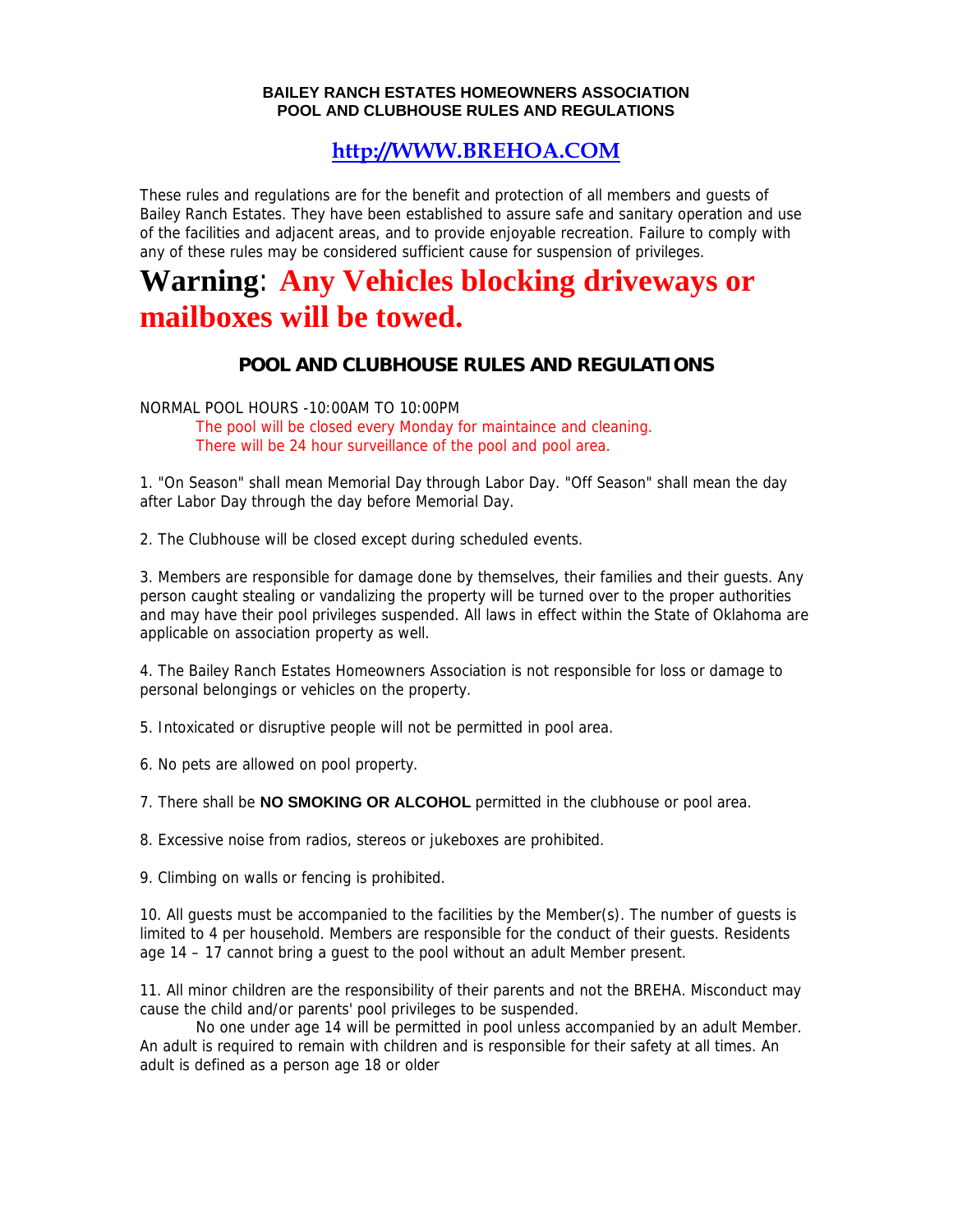**BAILEY RANCH ESTATES HOMEOWNERS ASSOCIATION**
**POOL AND CLUBHOUSE RULES AND REGULATIONS**

**http://WWW.BREHOA.COM**

These rules and regulations are for the benefit and protection of all members and guests of Bailey Ranch Estates. They have been established to assure safe and sanitary operation and use of the facilities and adjacent areas, and to provide enjoyable recreation. Failure to comply with any of these rules may be considered sufficient cause for suspension of privileges.

# Warning: Any Vehicles blocking driveways or mailboxes will be towed.

## POOL AND CLUBHOUSE RULES AND REGULATIONS

NORMAL POOL HOURS -10:00AM TO 10:00PM

The pool will be closed every Monday for maintaince and cleaning.
There will be 24 hour surveillance of the pool and pool area.

1. "On Season" shall mean Memorial Day through Labor Day. "Off Season" shall mean the day after Labor Day through the day before Memorial Day.

2. The Clubhouse will be closed except during scheduled events.

3. Members are responsible for damage done by themselves, their families and their guests. Any person caught stealing or vandalizing the property will be turned over to the proper authorities and may have their pool privileges suspended. All laws in effect within the State of Oklahoma are applicable on association property as well.

4. The Bailey Ranch Estates Homeowners Association is not responsible for loss or damage to personal belongings or vehicles on the property.

5. Intoxicated or disruptive people will not be permitted in pool area.

6. No pets are allowed on pool property.

7. There shall be **NO SMOKING OR ALCOHOL** permitted in the clubhouse or pool area.

8. Excessive noise from radios, stereos or jukeboxes are prohibited.

9. Climbing on walls or fencing is prohibited.

10. All guests must be accompanied to the facilities by the Member(s). The number of guests is limited to 4 per household. Members are responsible for the conduct of their guests. Residents age 14 – 17 cannot bring a guest to the pool without an adult Member present.

11. All minor children are the responsibility of their parents and not the BREHA. Misconduct may cause the child and/or parents' pool privileges to be suspended.

No one under age 14 will be permitted in pool unless accompanied by an adult Member. An adult is required to remain with children and is responsible for their safety at all times. An adult is defined as a person age 18 or older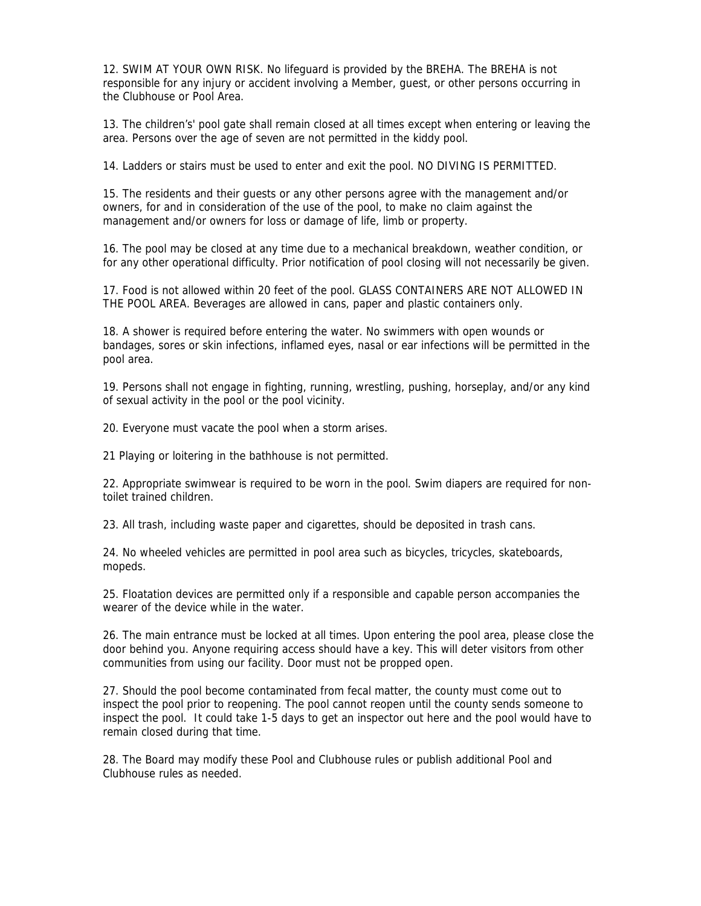12. SWIM AT YOUR OWN RISK. No lifeguard is provided by the BREHA. The BREHA is not responsible for any injury or accident involving a Member, guest, or other persons occurring in the Clubhouse or Pool Area.

13. The children's' pool gate shall remain closed at all times except when entering or leaving the area. Persons over the age of seven are not permitted in the kiddy pool.

14. Ladders or stairs must be used to enter and exit the pool. NO DIVING IS PERMITTED.

15. The residents and their guests or any other persons agree with the management and/or owners, for and in consideration of the use of the pool, to make no claim against the management and/or owners for loss or damage of life, limb or property.

16. The pool may be closed at any time due to a mechanical breakdown, weather condition, or for any other operational difficulty. Prior notification of pool closing will not necessarily be given.

17. Food is not allowed within 20 feet of the pool. GLASS CONTAINERS ARE NOT ALLOWED IN THE POOL AREA. Beverages are allowed in cans, paper and plastic containers only.

18. A shower is required before entering the water. No swimmers with open wounds or bandages, sores or skin infections, inflamed eyes, nasal or ear infections will be permitted in the pool area.

19. Persons shall not engage in fighting, running, wrestling, pushing, horseplay, and/or any kind of sexual activity in the pool or the pool vicinity.

20. Everyone must vacate the pool when a storm arises.

21 Playing or loitering in the bathhouse is not permitted.

22. Appropriate swimwear is required to be worn in the pool. Swim diapers are required for non-toilet trained children.

23. All trash, including waste paper and cigarettes, should be deposited in trash cans.

24. No wheeled vehicles are permitted in pool area such as bicycles, tricycles, skateboards, mopeds.

25. Floatation devices are permitted only if a responsible and capable person accompanies the wearer of the device while in the water.

26. The main entrance must be locked at all times. Upon entering the pool area, please close the door behind you. Anyone requiring access should have a key. This will deter visitors from other communities from using our facility. Door must not be propped open.

27. Should the pool become contaminated from fecal matter, the county must come out to inspect the pool prior to reopening. The pool cannot reopen until the county sends someone to inspect the pool. It could take 1-5 days to get an inspector out here and the pool would have to remain closed during that time.

28. The Board may modify these Pool and Clubhouse rules or publish additional Pool and Clubhouse rules as needed.